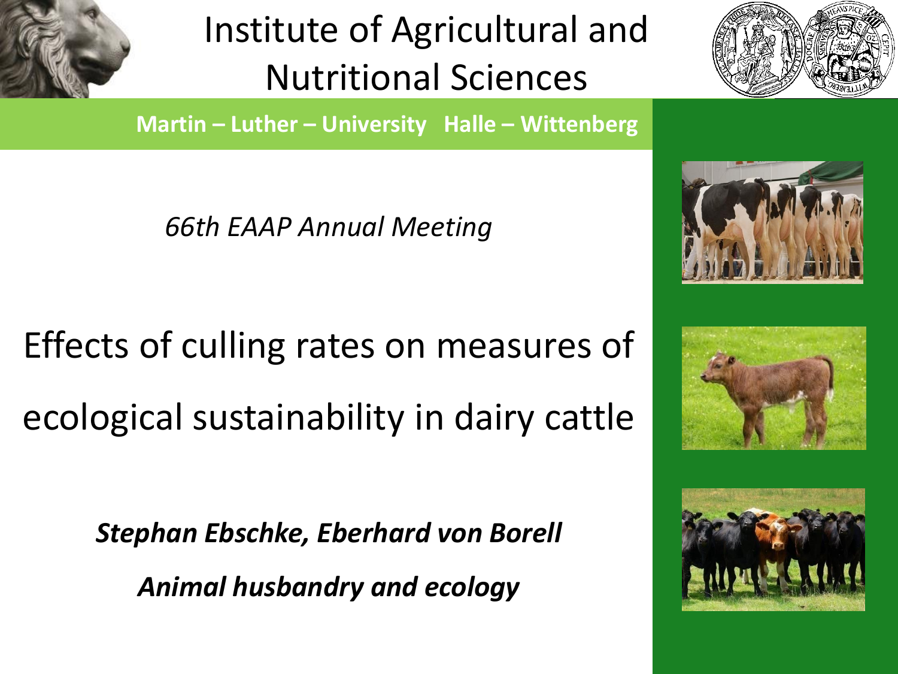# Institute of Agricultural and Nutritional Sciences

**Martin – Luther – University Halle – Wittenberg**

*66th EAAP Annual Meeting*

## Effects of culling rates on measures of ecological sustainability in dairy cattle

***Stephan Ebschke, Eberhard von Borell***

***Animal husbandry and ecology***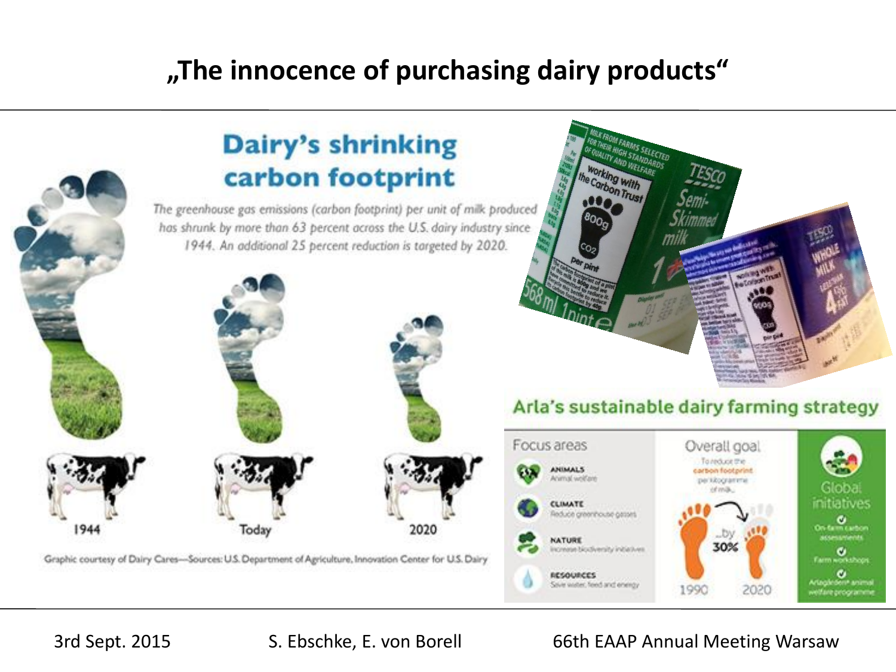# „The innocence of purchasing dairy products"

## Dairy's shrinking carbon footprint

*The greenhouse gas emissions (carbon footprint) per unit of milk produced has shrunk by more than 63 percent across the U.S. dairy industry since 1944. An additional 25 percent reduction is targeted by 2020.*

1944 | Today | 2020

Graphic courtesy of Dairy Cares—Sources: U.S. Department of Agriculture, Innovation Center for U.S. Dairy

MILK FROM FARMS SELECTED FOR THEIR HIGH STANDARDS OF QUALITY AND WELFARE

working with the Carbon Trust

800g $CO_2$ per pint

TESCO Semi-Skimmed milk

568 ml 1pint

TESCO WHOLE MILK

## Arla's sustainable dairy farming strategy

**Focus areas**

- **ANIMALS** – Animal welfare
- **CLIMATE** – Reduce greenhouse gasses
- **NATURE** – Increase biodiversity initiatives
- **RESOURCES** – Save water, feed and energy

**Overall goal**

To reduce the carbon footprint per kilogramme of milk...

...by 30% (1990 → 2020)

**Global initiatives**

- On-farm carbon assessments
- Farm workshops
- Arlagården® animal welfare programme

3rd Sept. 2015 S. Ebschke, E. von Borell 66th EAAP Annual Meeting Warsaw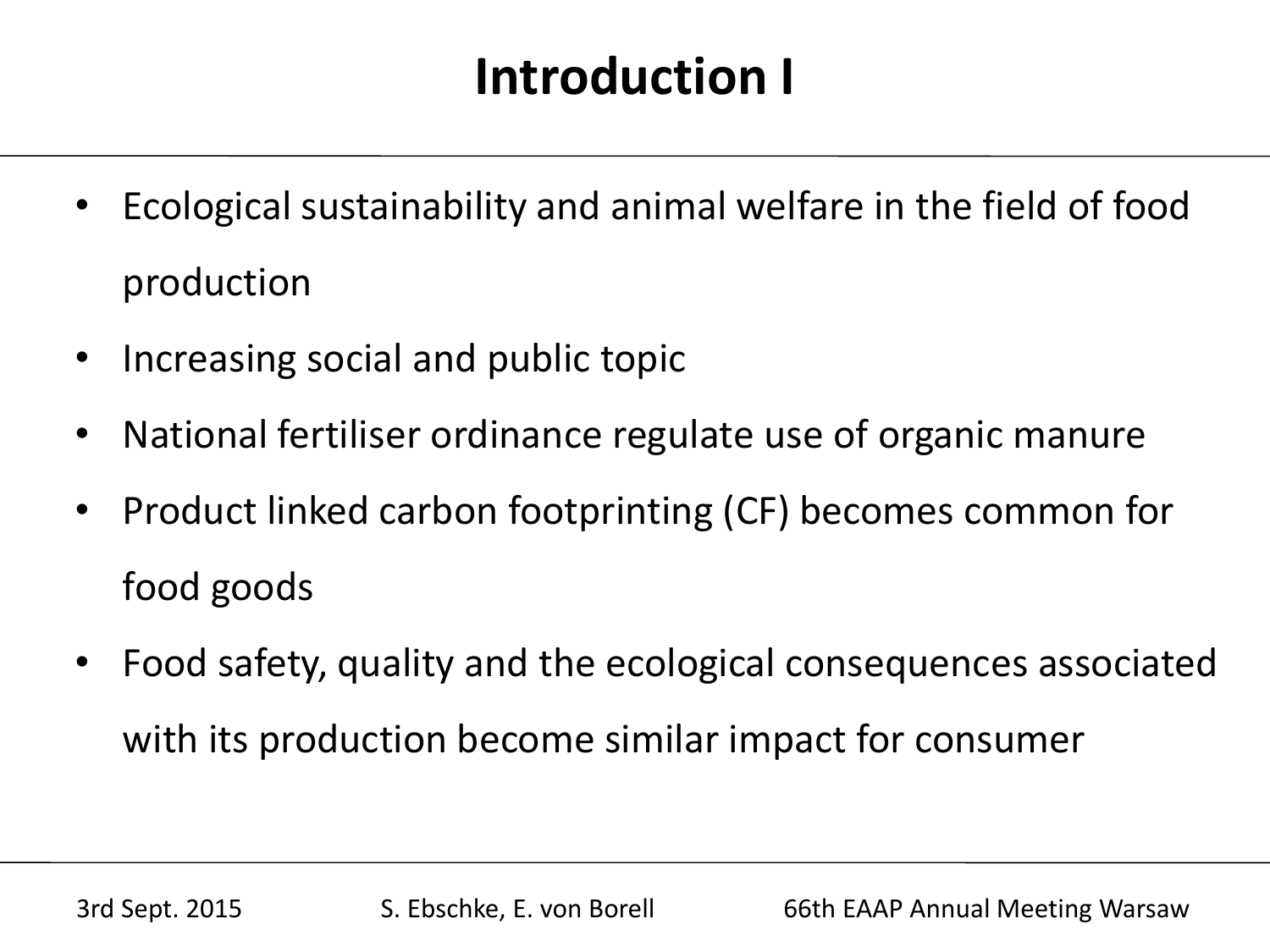# Introduction I

- Ecological sustainability and animal welfare in the field of food production
- Increasing social and public topic
- National fertiliser ordinance regulate use of organic manure
- Product linked carbon footprinting (CF) becomes common for food goods
- Food safety, quality and the ecological consequences associated with its production become similar impact for consumer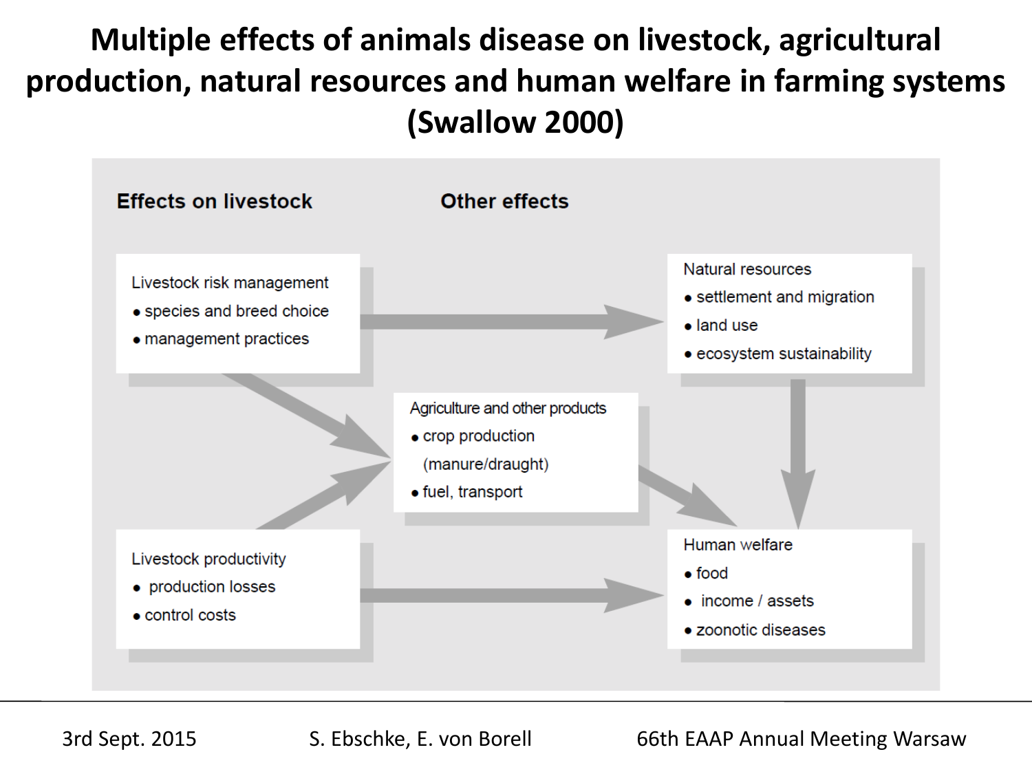# Multiple effects of animals disease on livestock, agricultural production, natural resources and human welfare in farming systems (Swallow 2000)

**Effects on livestock**

**Other effects**

Livestock risk management
- species and breed choice
- management practices

Natural resources
- settlement and migration
- land use
- ecosystem sustainability

Agriculture and other products
- crop production (manure/draught)
- fuel, transport

Livestock productivity
- production losses
- control costs

Human welfare
- food
- income / assets
- zoonotic diseases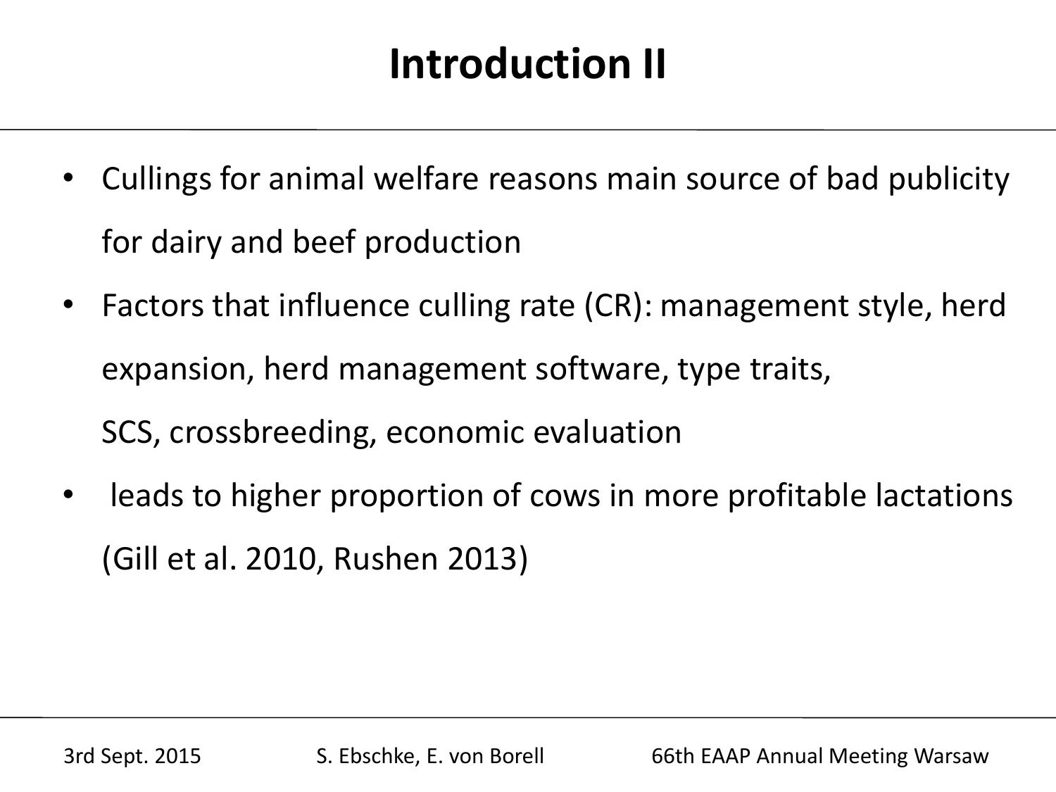# Introduction II

- Cullings for animal welfare reasons main source of bad publicity for dairy and beef production
- Factors that influence culling rate (CR): management style, herd expansion, herd management software, type traits, SCS, crossbreeding, economic evaluation
- leads to higher proportion of cows in more profitable lactations (Gill et al. 2010, Rushen 2013)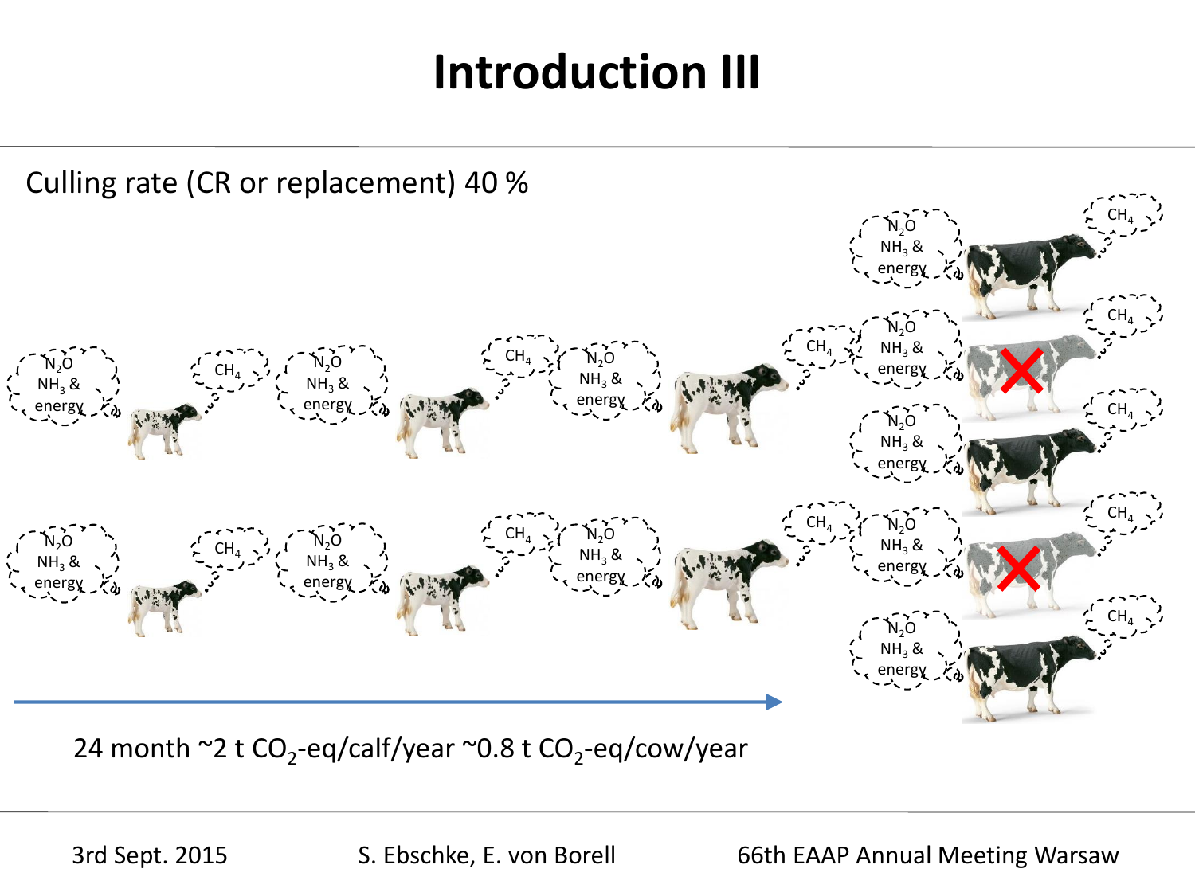# Introduction III

Culling rate (CR or replacement) 40 %

24 month ~2 t $CO_2$-eq/calf/year ~0.8 t $CO_2$-eq/cow/year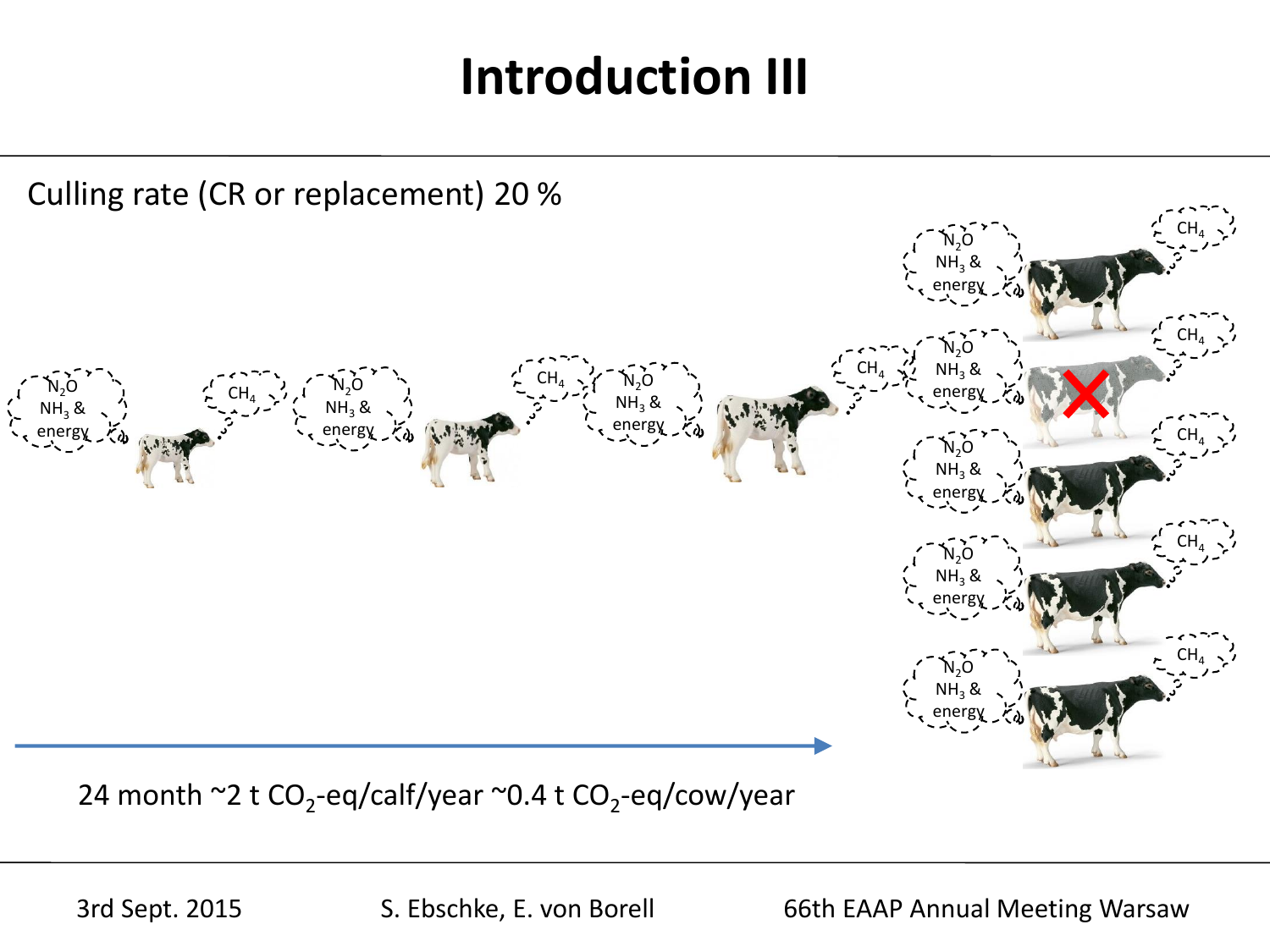# Introduction III

Culling rate (CR or replacement) 20 %

$N_2O$ $NH_3$ & energy

$CH_4$

24 month ~2 t $CO_2$-eq/calf/year ~0.4 t $CO_2$-eq/cow/year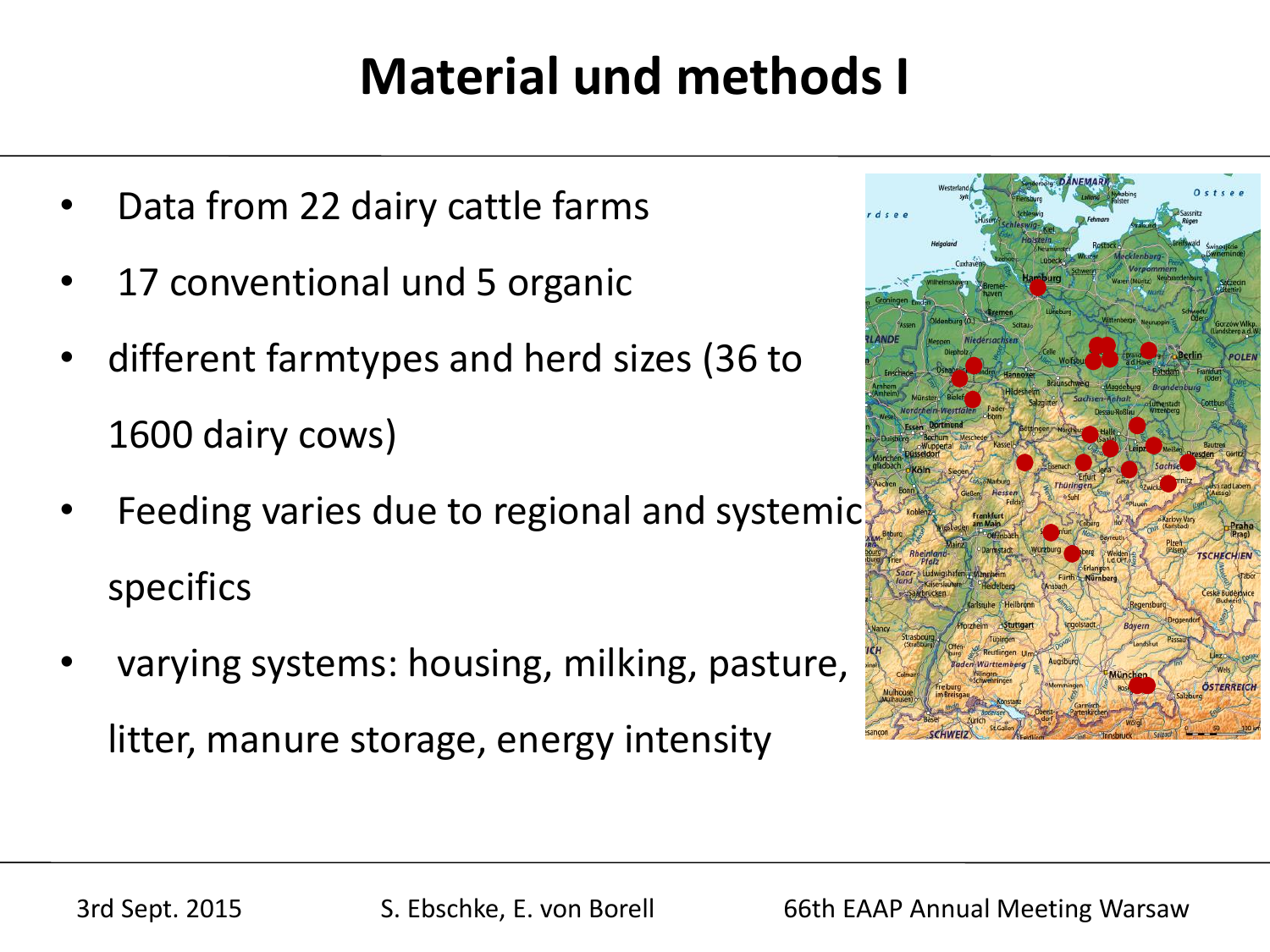# Material und methods I

- Data from 22 dairy cattle farms
- 17 conventional und 5 organic
- different farmtypes and herd sizes (36 to 1600 dairy cows)
- Feeding varies due to regional and systemic specifics
- varying systems: housing, milking, pasture, litter, manure storage, energy intensity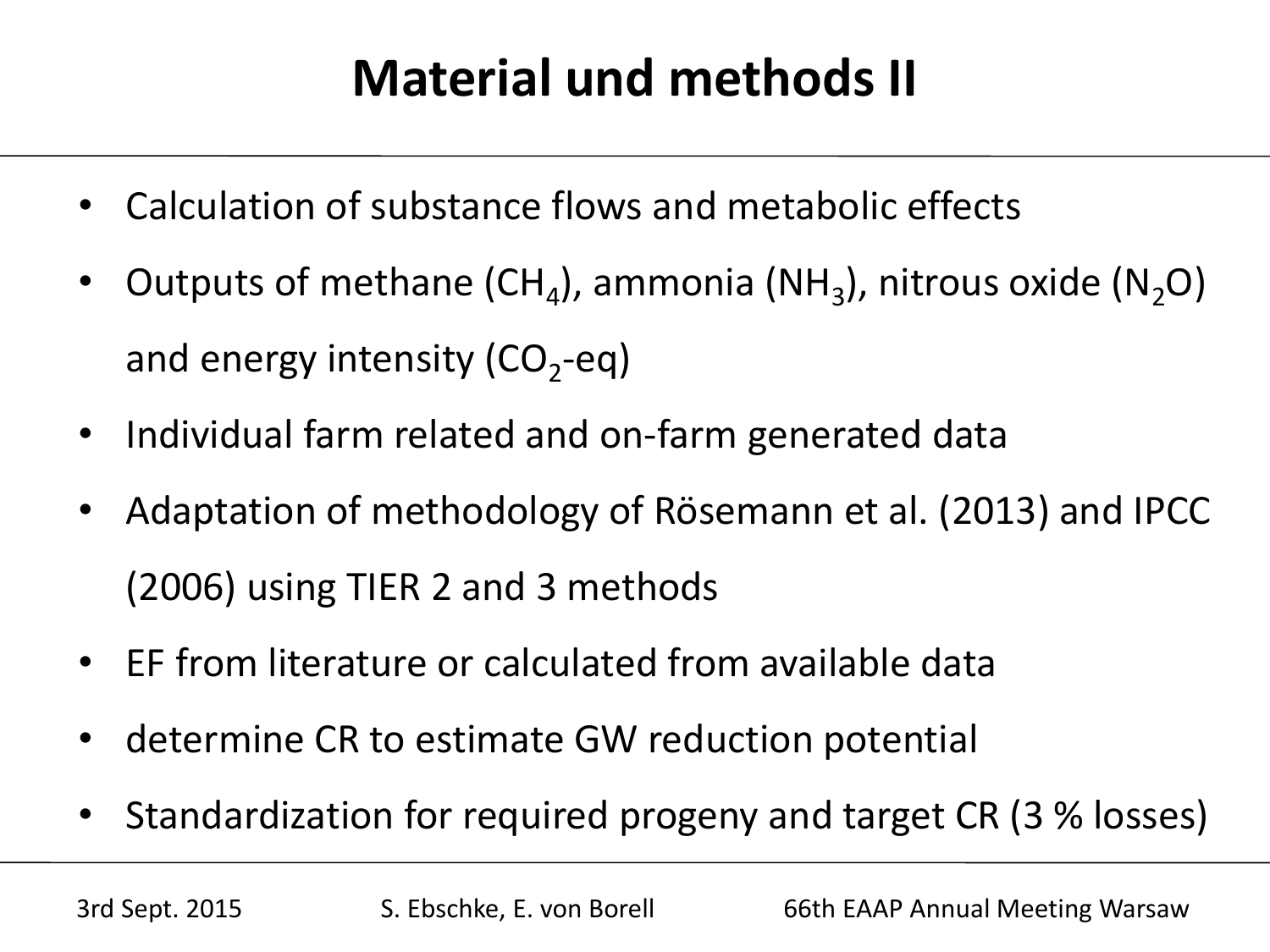# Material und methods II

- Calculation of substance flows and metabolic effects
- Outputs of methane ($CH_4$), ammonia ($NH_3$), nitrous oxide ($N_2O$) and energy intensity ($CO_2$-eq)
- Individual farm related and on-farm generated data
- Adaptation of methodology of Rösemann et al. (2013) and IPCC (2006) using TIER 2 and 3 methods
- EF from literature or calculated from available data
- determine CR to estimate GW reduction potential
- Standardization for required progeny and target CR (3 % losses)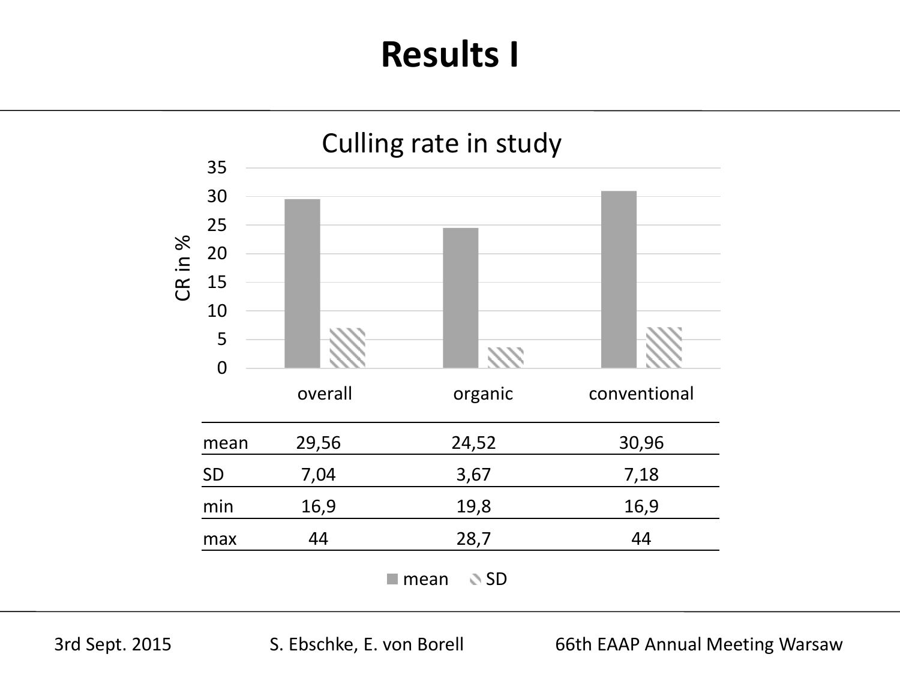# Results I

## Culling rate in study

| | overall | organic | conventional |
|---|---|---|---|
| mean | 29,56 | 24,52 | 30,96 |
| SD | 7,04 | 3,67 | 7,18 |
| min | 16,9 | 19,8 | 16,9 |
| max | 44 | 28,7 | 44 |

CR in %

■ mean ▧ SD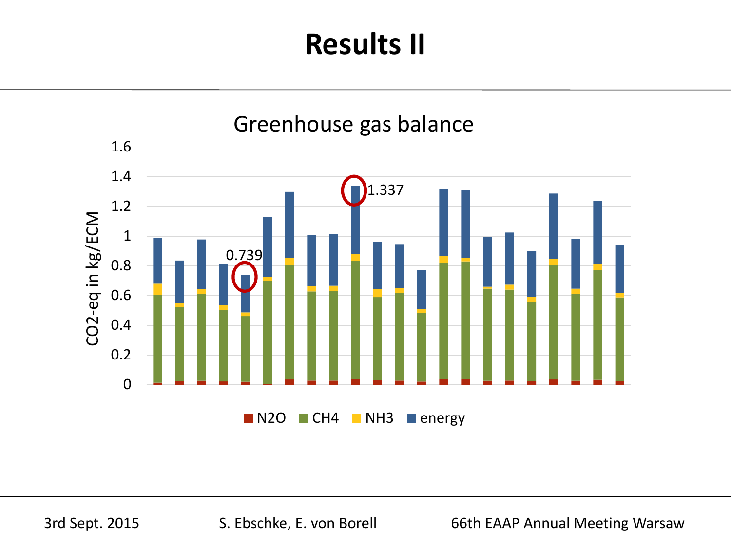# Results II

**Greenhouse gas balance**

CO2-eq in kg/ECM

0.739

1.337

N2O CH4 NH3 energy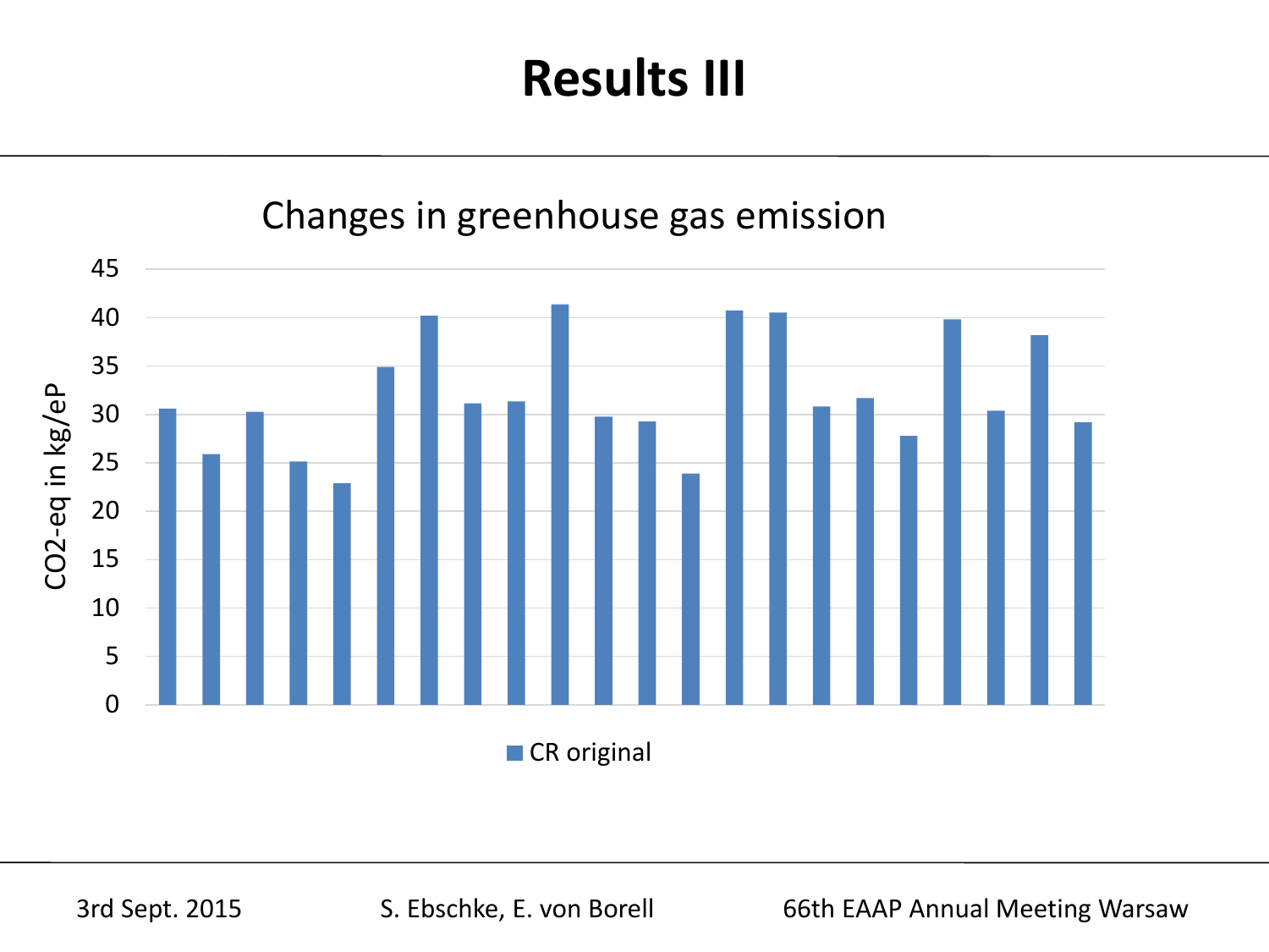# Results III

## Changes in greenhouse gas emission

| Y-axis: $CO_2$-eq in kg/eP |
|---|
| Axis scale: 0, 5, 10, 15, 20, 25, 30, 35, 40, 45 |

Legend: CR original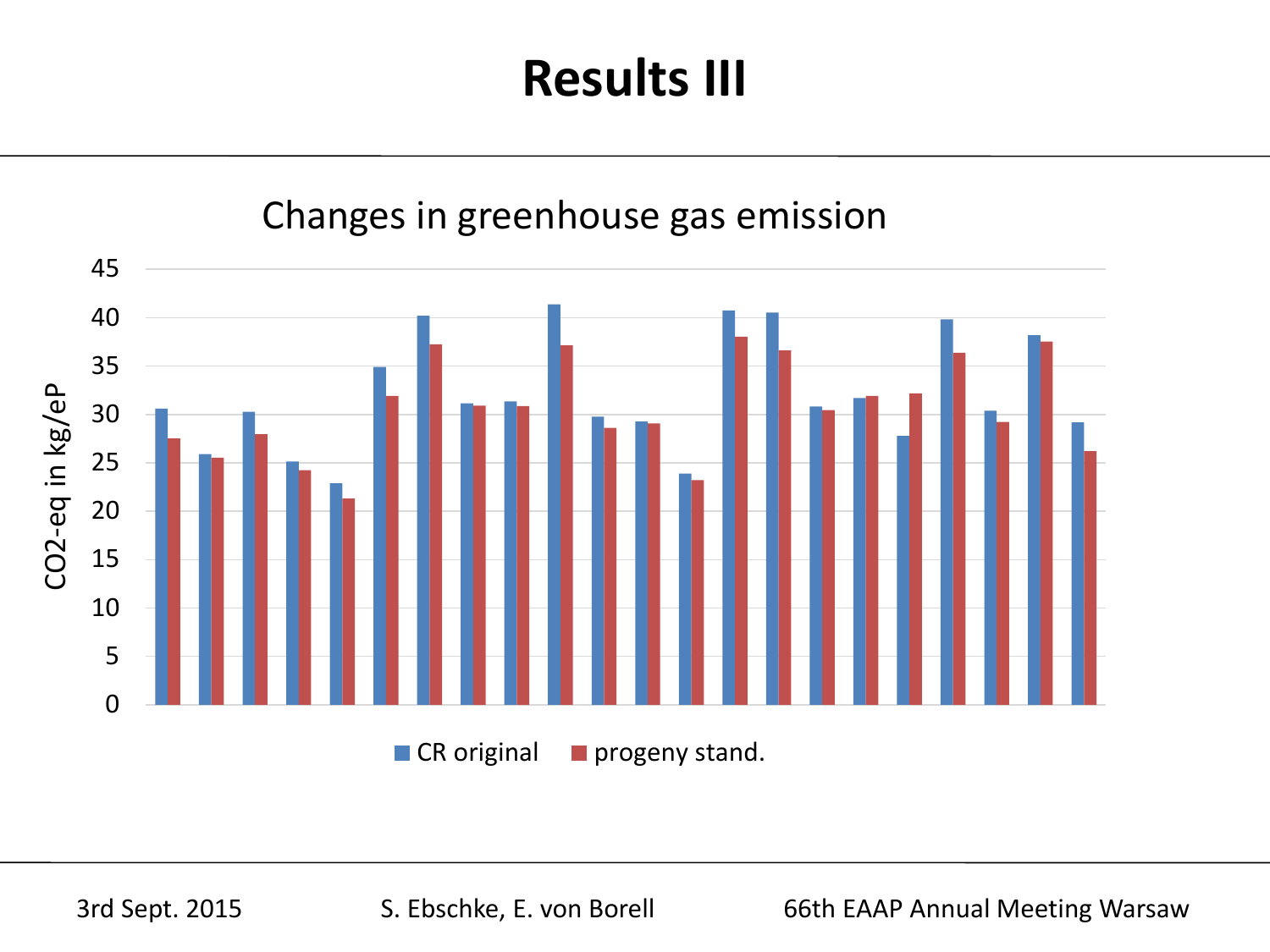# Results III

## Changes in greenhouse gas emission

CO2-eq in kg/eP

45
40
35
30
25
20
15
10
5
0

■ CR original ■ progeny stand.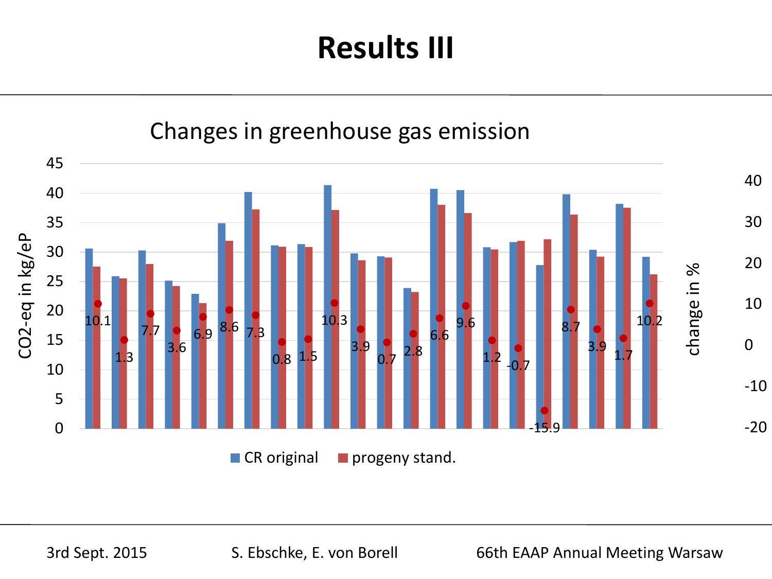# Results III

## Changes in greenhouse gas emission

| | CR original | progeny stand. | change in % |
|---|---|---|---|
| 1 | | | 10.1 |
| 2 | | | 1.3 |
| 3 | | | 7.7 |
| 4 | | | 3.6 |
| 5 | | | 6.9 |
| 6 | | | 8.6 |
| 7 | | | 7.3 |
| 8 | | | 0.8 |
| 9 | | | 1.5 |
| 10 | | | 10.3 |
| 11 | | | 3.9 |
| 12 | | | 0.7 |
| 13 | | | 2.8 |
| 14 | | | 6.6 |
| 15 | | | 9.6 |
| 16 | | | 1.2 |
| 17 | | | -0.7 |
| 18 | | | -15.9 |
| 19 | | | 8.7 |
| 20 | | | 3.9 |
| 21 | | | 1.7 |
| 22 | | | 10.2 |

Left axis: CO2-eq in kg/eP (0–45); right axis: change in % (-20–40). Legend: CR original, progeny stand.

3rd Sept. 2015 — S. Ebschke, E. von Borell — 66th EAAP Annual Meeting Warsaw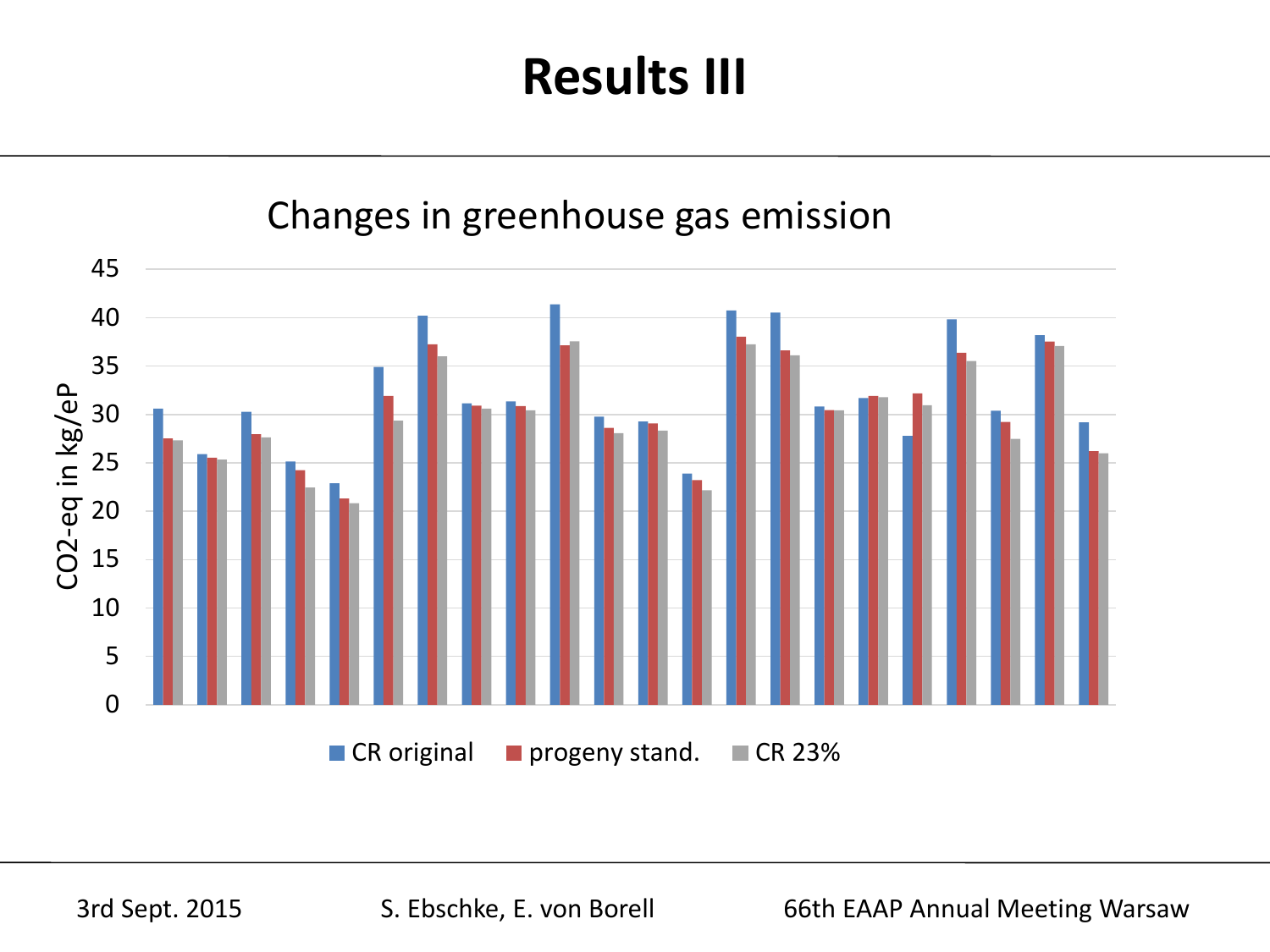# Results III

Changes in greenhouse gas emission

CO2-eq in kg/eP

45
40
35
30
25
20
15
10
5
0

CR original   progeny stand.   CR 23%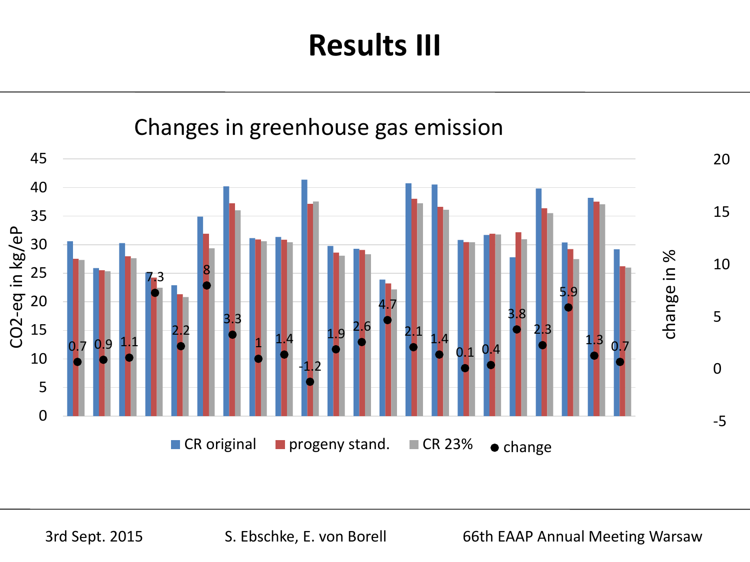# Results III

## Changes in greenhouse gas emission

CO2-eq in kg/eP (left axis: 0–45); change in % (right axis: -5–20)

Legend: CR original, progeny stand., CR 23%, change

Change values (%): 0.7, 0.9, 1.1, 7.3, 2.2, 8, 3.3, 1, 1.4, -1.2, 1.9, 2.6, 4.7, 2.1, 1.4, 0.1, 0.4, 3.8, 2.3, 5.9, 1.3, 0.7

3rd Sept. 2015 S. Ebschke, E. von Borell 66th EAAP Annual Meeting Warsaw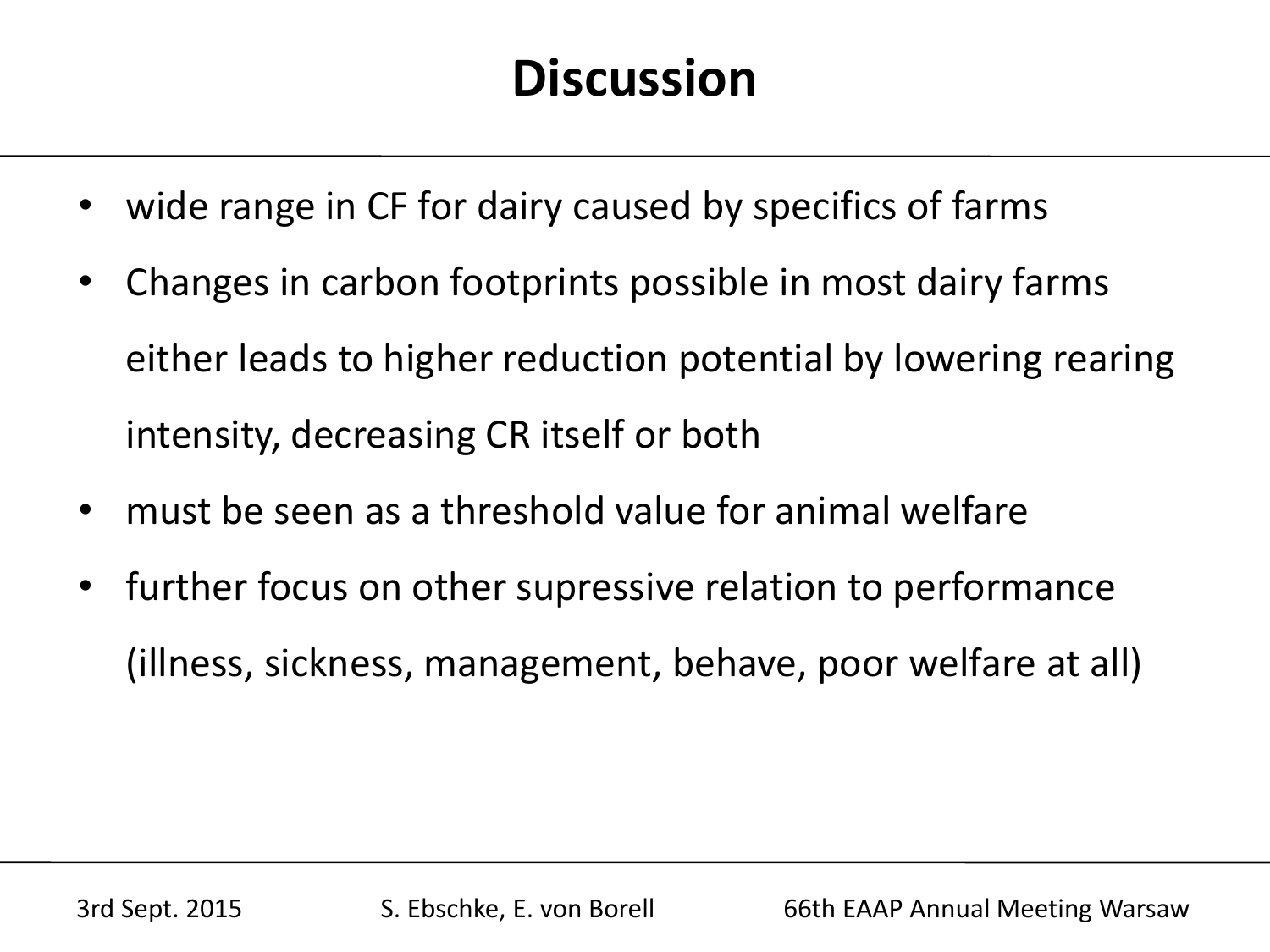# Discussion

- wide range in CF for dairy caused by specifics of farms
- Changes in carbon footprints possible in most dairy farms either leads to higher reduction potential by lowering rearing intensity, decreasing CR itself or both
- must be seen as a threshold value for animal welfare
- further focus on other supressive relation to performance (illness, sickness, management, behave, poor welfare at all)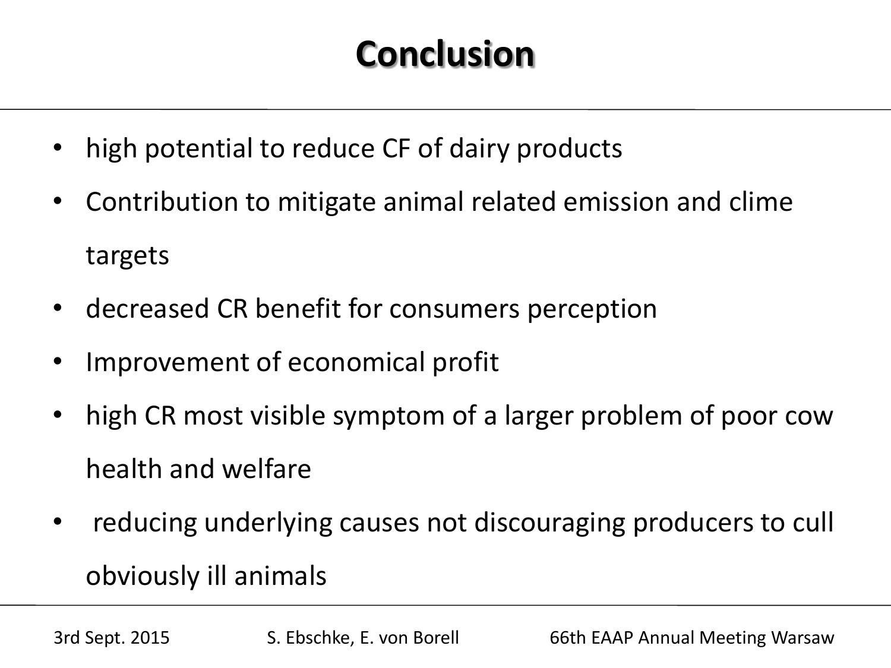# Conclusion

- high potential to reduce CF of dairy products
- Contribution to mitigate animal related emission and clime targets
- decreased CR benefit for consumers perception
- Improvement of economical profit
- high CR most visible symptom of a larger problem of poor cow health and welfare
- reducing underlying causes not discouraging producers to cull obviously ill animals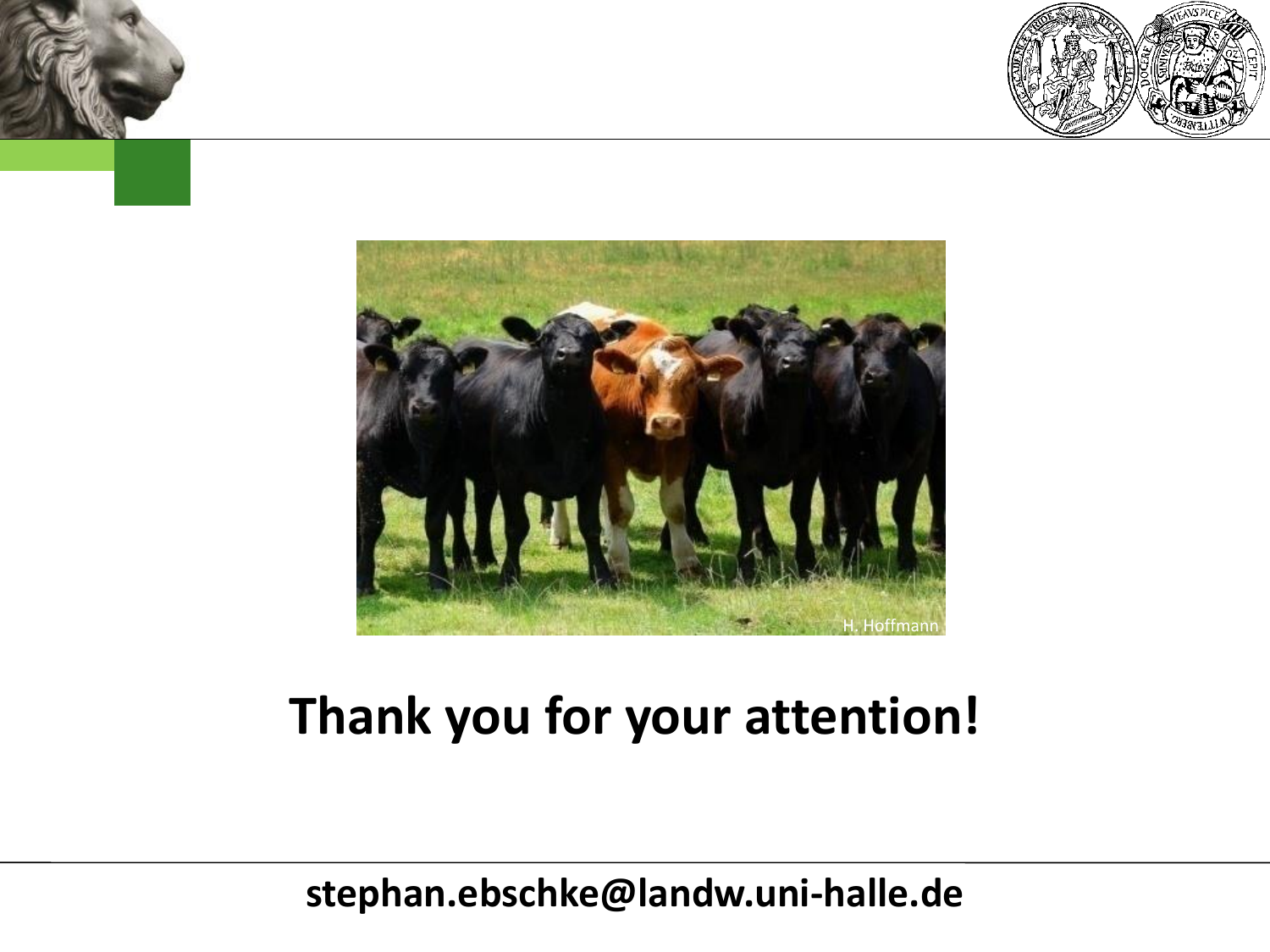H. Hoffmann

**Thank you for your attention!**

**stephan.ebschke@landw.uni-halle.de**